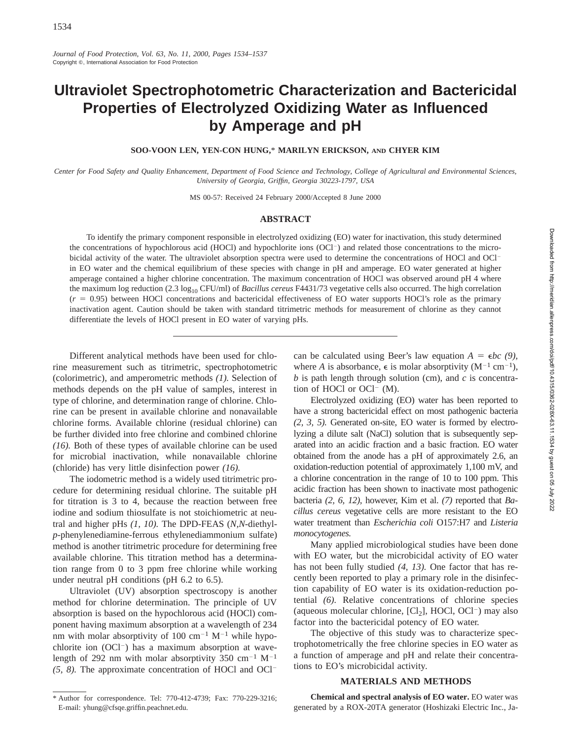# Ultraviolet Spectrophotometric Characterization and Bactericidal Properties of Electrolyzed Oxidizing Water as Influenced by Amperage and pH

**SOO-VOON LEN, YEN-CON HUNG,* MARILYN ERICKSON, AND CHYER KIM**

*Center for Food Safety and Quality Enhancement, Department of Food Science and Technology, College of Agricultural and Environmental Sciences, University of Georgia, Griffin, Georgia 30223-1797, USA*

MS 00-57: Received 24 February 2000/Accepted 8 June 2000

## ABSTRACT

To identify the primary component responsible in electrolyzed oxidizing (EO) water for inactivation, this study determined the concentrations of hypochlorous acid (HOCl) and hypochlorite ions ($OCl^-$) and related those concentrations to the microbicidal activity of the water. The ultraviolet absorption spectra were used to determine the concentrations of HOCl and $OCl^-$ in EO water and the chemical equilibrium of these species with change in pH and amperage. EO water generated at higher amperage contained a higher chlorine concentration. The maximum concentration of HOCl was observed around pH 4 where the maximum log reduction (2.3 $\log_{10}$ CFU/ml) of *Bacillus cereus* F4431/73 vegetative cells also occurred. The high correlation ($r = 0.95$) between HOCl concentrations and bactericidal effectiveness of EO water supports HOCl's role as the primary inactivation agent. Caution should be taken with standard titrimetric methods for measurement of chlorine as they cannot differentiate the levels of HOCl present in EO water of varying pHs.

---

Different analytical methods have been used for chlorine measurement such as titrimetric, spectrophotometric (colorimetric), and amperometric methods *(1)*. Selection of methods depends on the pH value of samples, interest in type of chlorine, and determination range of chlorine. Chlorine can be present in available chlorine and nonavailable chlorine forms. Available chlorine (residual chlorine) can be further divided into free chlorine and combined chlorine *(16)*. Both of these types of available chlorine can be used for microbial inactivation, while nonavailable chlorine (chloride) has very little disinfection power *(16)*.

The iodometric method is a widely used titrimetric procedure for determining residual chlorine. The suitable pH for titration is 3 to 4, because the reaction between free iodine and sodium thiosulfate is not stoichiometric at neutral and higher pHs *(1, 10)*. The DPD-FEAS (*N,N*-diethyl-*p*-phenylenediamine-ferrous ethylenediammonium sulfate) method is another titrimetric procedure for determining free available chlorine. This titration method has a determination range from 0 to 3 ppm free chlorine while working under neutral pH conditions (pH 6.2 to 6.5).

Ultraviolet (UV) absorption spectroscopy is another method for chlorine determination. The principle of UV absorption is based on the hypochlorous acid (HOCl) component having maximum absorption at a wavelength of 234 nm with molar absorptivity of 100 $cm^{-1}$ $M^{-1}$ while hypochlorite ion ($OCl^-$) has a maximum absorption at wavelength of 292 nm with molar absorptivity 350 $cm^{-1}$ $M^{-1}$ *(5, 8)*. The approximate concentration of HOCl and $OCl^-$ can be calculated using Beer's law equation $A = \epsilon bc$ *(9)*, where $A$ is absorbance, $\epsilon$ is molar absorptivity ($M^{-1}$ $cm^{-1}$), $b$ is path length through solution (cm), and $c$ is concentration of HOCl or $OCl^-$ (M).

Electrolyzed oxidizing (EO) water has been reported to have a strong bactericidal effect on most pathogenic bacteria *(2, 3, 5)*. Generated on-site, EO water is formed by electrolyzing a dilute salt (NaCl) solution that is subsequently separated into an acidic fraction and a basic fraction. EO water obtained from the anode has a pH of approximately 2.6, an oxidation-reduction potential of approximately 1,100 mV, and a chlorine concentration in the range of 10 to 100 ppm. This acidic fraction has been shown to inactivate most pathogenic bacteria *(2, 6, 12)*, however, Kim et al. *(7)* reported that *Bacillus cereus* vegetative cells are more resistant to the EO water treatment than *Escherichia coli* O157:H7 and *Listeria monocytogenes.*

Many applied microbiological studies have been done with EO water, but the microbicidal activity of EO water has not been fully studied *(4, 13)*. One factor that has recently been reported to play a primary role in the disinfection capability of EO water is its oxidation-reduction potential *(6)*. Relative concentrations of chlorine species (aqueous molecular chlorine, [$Cl_2$], HOCl, $OCl^-$) may also factor into the bactericidal potency of EO water.

The objective of this study was to characterize spectrophotometrically the free chlorine species in EO water as a function of amperage and pH and relate their concentrations to EO's microbicidal activity.

## MATERIALS AND METHODS

**Chemical and spectral analysis of EO water.** EO water was generated by a ROX-20TA generator (Hoshizaki Electric Inc., Ja-

---

\* Author for correspondence. Tel: 770-412-4739; Fax: 770-229-3216; E-mail: yhung@cfsqe.griffin.peachnet.edu.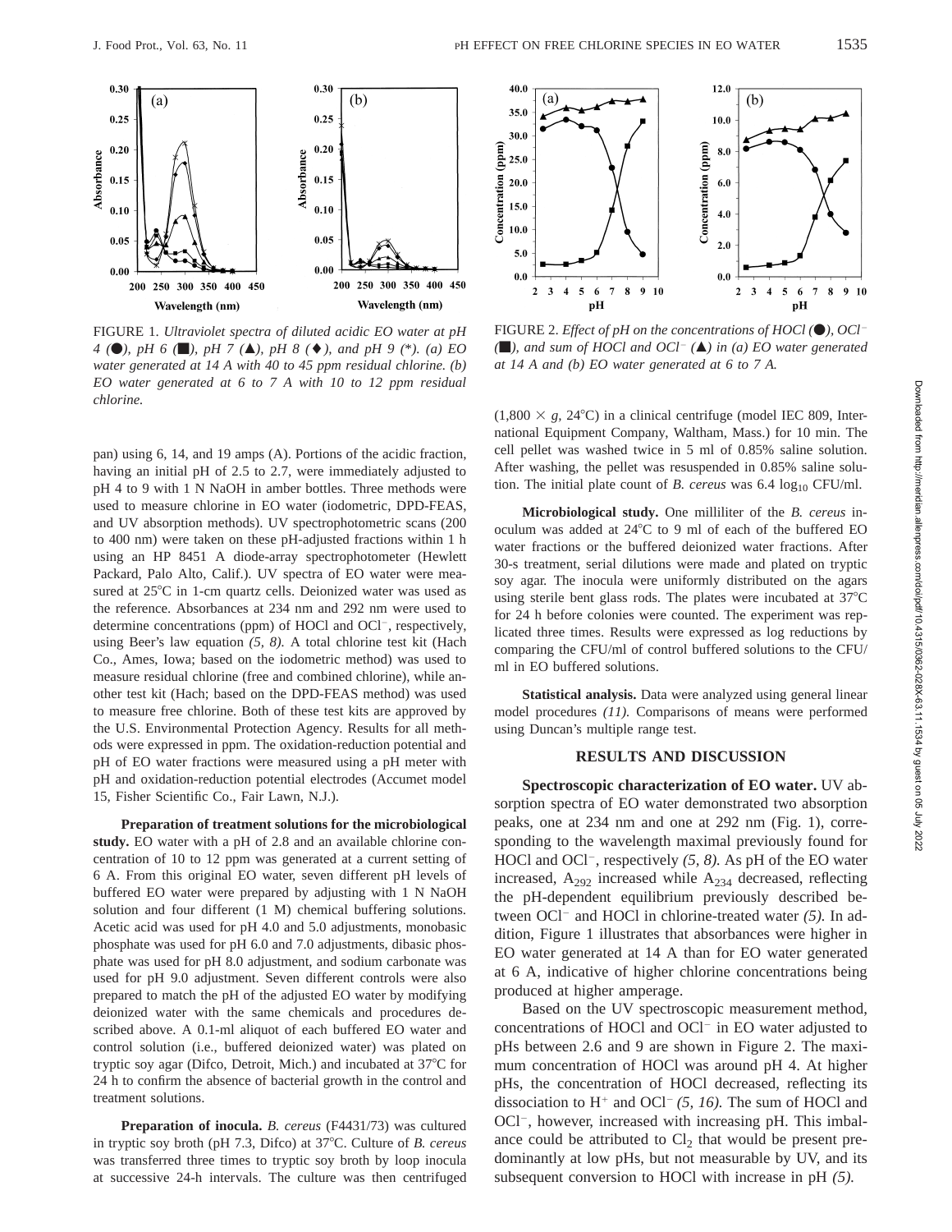FIGURE 1. *Ultraviolet spectra of diluted acidic EO water at pH 4 (●), pH 6 (■), pH 7 (▲), pH 8 (♦), and pH 9 (*). (a) EO water generated at 14 A with 40 to 45 ppm residual chlorine. (b) EO water generated at 6 to 7 A with 10 to 12 ppm residual chlorine.*

FIGURE 2. *Effect of pH on the concentrations of HOCl (●), $OCl^-$ (■), and sum of HOCl and $OCl^-$ (▲) in (a) EO water generated at 14 A and (b) EO water generated at 6 to 7 A.*

pan) using 6, 14, and 19 amps (A). Portions of the acidic fraction, having an initial pH of 2.5 to 2.7, were immediately adjusted to pH 4 to 9 with 1 N NaOH in amber bottles. Three methods were used to measure chlorine in EO water (iodometric, DPD-FEAS, and UV absorption methods). UV spectrophotometric scans (200 to 400 nm) were taken on these pH-adjusted fractions within 1 h using an HP 8451 A diode-array spectrophotometer (Hewlett Packard, Palo Alto, Calif.). UV spectra of EO water were measured at 25°C in 1-cm quartz cells. Deionized water was used as the reference. Absorbances at 234 nm and 292 nm were used to determine concentrations (ppm) of HOCl and $OCl^-$, respectively, using Beer's law equation *(5, 8)*. A total chlorine test kit (Hach Co., Ames, Iowa; based on the iodometric method) was used to measure residual chlorine (free and combined chlorine), while another test kit (Hach; based on the DPD-FEAS method) was used to measure free chlorine. Both of these test kits are approved by the U.S. Environmental Protection Agency. Results for all methods were expressed in ppm. The oxidation-reduction potential and pH of EO water fractions were measured using a pH meter with pH and oxidation-reduction potential electrodes (Accumet model 15, Fisher Scientific Co., Fair Lawn, N.J.).

**Preparation of treatment solutions for the microbiological study.** EO water with a pH of 2.8 and an available chlorine concentration of 10 to 12 ppm was generated at a current setting of 6 A. From this original EO water, seven different pH levels of buffered EO water were prepared by adjusting with 1 N NaOH solution and four different (1 M) chemical buffering solutions. Acetic acid was used for pH 4.0 and 5.0 adjustments, monobasic phosphate was used for pH 6.0 and 7.0 adjustments, dibasic phosphate was used for pH 8.0 adjustment, and sodium carbonate was used for pH 9.0 adjustment. Seven different controls were also prepared to match the pH of the adjusted EO water by modifying deionized water with the same chemicals and procedures described above. A 0.1-ml aliquot of each buffered EO water and control solution (i.e., buffered deionized water) was plated on tryptic soy agar (Difco, Detroit, Mich.) and incubated at 37°C for 24 h to confirm the absence of bacterial growth in the control and treatment solutions.

**Preparation of inocula.** *B. cereus* (F4431/73) was cultured in tryptic soy broth (pH 7.3, Difco) at 37°C. Culture of *B. cereus* was transferred three times to tryptic soy broth by loop inocula at successive 24-h intervals. The culture was then centrifuged ($1{,}800 \times g$, 24°C) in a clinical centrifuge (model IEC 809, International Equipment Company, Waltham, Mass.) for 10 min. The cell pellet was washed twice in 5 ml of 0.85% saline solution. After washing, the pellet was resuspended in 0.85% saline solution. The initial plate count of *B. cereus* was 6.4 $\log_{10}$ CFU/ml.

**Microbiological study.** One milliliter of the *B. cereus* inoculum was added at 24°C to 9 ml of each of the buffered EO water fractions or the buffered deionized water fractions. After 30-s treatment, serial dilutions were made and plated on tryptic soy agar. The inocula were uniformly distributed on the agars using sterile bent glass rods. The plates were incubated at 37°C for 24 h before colonies were counted. The experiment was replicated three times. Results were expressed as log reductions by comparing the CFU/ml of control buffered solutions to the CFU/ml in EO buffered solutions.

**Statistical analysis.** Data were analyzed using general linear model procedures *(11)*. Comparisons of means were performed using Duncan's multiple range test.

## RESULTS AND DISCUSSION

**Spectroscopic characterization of EO water.** UV absorption spectra of EO water demonstrated two absorption peaks, one at 234 nm and one at 292 nm (Fig. 1), corresponding to the wavelength maximal previously found for HOCl and $OCl^-$, respectively *(5, 8)*. As pH of the EO water increased, $A_{292}$ increased while $A_{234}$ decreased, reflecting the pH-dependent equilibrium previously described between $OCl^-$ and HOCl in chlorine-treated water *(5)*. In addition, Figure 1 illustrates that absorbances were higher in EO water generated at 14 A than for EO water generated at 6 A, indicative of higher chlorine concentrations being produced at higher amperage.

Based on the UV spectroscopic measurement method, concentrations of HOCl and $OCl^-$ in EO water adjusted to pHs between 2.6 and 9 are shown in Figure 2. The maximum concentration of HOCl was around pH 4. At higher pHs, the concentration of HOCl decreased, reflecting its dissociation to $H^+$ and $OCl^-$ *(5, 16)*. The sum of HOCl and $OCl^-$, however, increased with increasing pH. This imbalance could be attributed to $Cl_2$ that would be present predominantly at low pHs, but not measurable by UV, and its subsequent conversion to HOCl with increase in pH *(5)*.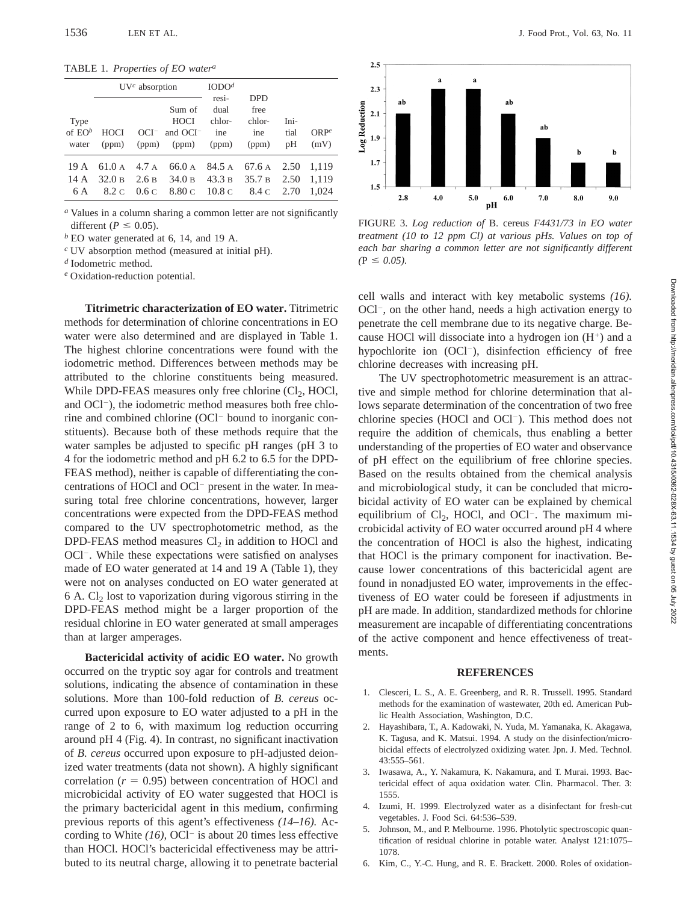TABLE 1. *Properties of EO water*[a]

| Type of EO[b] water | UV[c] absorption HOCl (ppm) | UV[c] absorption $OCl^-$ (ppm) | UV[c] absorption Sum of HOCl and $OCl^-$ (ppm) | IODO[d] residual chlorine (ppm) | DPD free chlorine (ppm) | Initial pH | ORP[e] (mV) |
|---|---|---|---|---|---|---|---|
| 19 A | 61.0 A | 4.7 A | 66.0 A | 84.5 A | 67.6 A | 2.50 | 1,119 |
| 14 A | 32.0 B | 2.6 B | 34.0 B | 43.3 B | 35.7 B | 2.50 | 1,119 |
| 6 A | 8.2 C | 0.6 C | 8.80 C | 10.8 C | 8.4 C | 2.70 | 1,024 |

[a] Values in a column sharing a common letter are not significantly different ($P \leq 0.05$).
[b] EO water generated at 6, 14, and 19 A.
[c] UV absorption method (measured at initial pH).
[d] Iodometric method.
[e] Oxidation-reduction potential.

**Titrimetric characterization of EO water.** Titrimetric methods for determination of chlorine concentrations in EO water were also determined and are displayed in Table 1. The highest chlorine concentrations were found with the iodometric method. Differences between methods may be attributed to the chlorine constituents being measured. While DPD-FEAS measures only free chlorine ($Cl_2$, HOCl, and $OCl^-$), the iodometric method measures both free chlorine and combined chlorine ($OCl^-$ bound to inorganic constituents). Because both of these methods require that the water samples be adjusted to specific pH ranges (pH 3 to 4 for the iodometric method and pH 6.2 to 6.5 for the DPD-FEAS method), neither is capable of differentiating the concentrations of HOCl and $OCl^-$ present in the water. In measuring total free chlorine concentrations, however, larger concentrations were expected from the DPD-FEAS method compared to the UV spectrophotometric method, as the DPD-FEAS method measures $Cl_2$ in addition to HOCl and $OCl^-$. While these expectations were satisfied on analyses made of EO water generated at 14 and 19 A (Table 1), they were not on analyses conducted on EO water generated at 6 A. $Cl_2$ lost to vaporization during vigorous stirring in the DPD-FEAS method might be a larger proportion of the residual chlorine in EO water generated at small amperages than at larger amperages.

**Bactericidal activity of acidic EO water.** No growth occurred on the tryptic soy agar for controls and treatment solutions, indicating the absence of contamination in these solutions. More than 100-fold reduction of *B. cereus* occurred upon exposure to EO water adjusted to a pH in the range of 2 to 6, with maximum log reduction occurring around pH 4 (Fig. 4). In contrast, no significant inactivation of *B. cereus* occurred upon exposure to pH-adjusted deionized water treatments (data not shown). A highly significant correlation ($r = 0.95$) between concentration of HOCl and microbicidal activity of EO water suggested that HOCl is the primary bactericidal agent in this medium, confirming previous reports of this agent's effectiveness *(14–16).* According to White *(16),* $OCl^-$ is about 20 times less effective than HOCl. HOCl's bactericidal effectiveness may be attributed to its neutral charge, allowing it to penetrate bacterial

FIGURE 3. *Log reduction of* B. cereus *F4431/73 in EO water treatment (10 to 12 ppm Cl) at various pHs. Values on top of each bar sharing a common letter are not significantly different* ($P \leq 0.05$).

cell walls and interact with key metabolic systems *(16).* $OCl^-$, on the other hand, needs a high activation energy to penetrate the cell membrane due to its negative charge. Because HOCl will dissociate into a hydrogen ion ($H^+$) and a hypochlorite ion ($OCl^-$), disinfection efficiency of free chlorine decreases with increasing pH.

The UV spectrophotometric measurement is an attractive and simple method for chlorine determination that allows separate determination of the concentration of two free chlorine species (HOCl and $OCl^-$). This method does not require the addition of chemicals, thus enabling a better understanding of the properties of EO water and observance of pH effect on the equilibrium of free chlorine species. Based on the results obtained from the chemical analysis and microbiological study, it can be concluded that microbicidal activity of EO water can be explained by chemical equilibrium of $Cl_2$, HOCl, and $OCl^-$. The maximum microbicidal activity of EO water occurred around pH 4 where the concentration of HOCl is also the highest, indicating that HOCl is the primary component for inactivation. Because lower concentrations of this bactericidal agent are found in nonadjusted EO water, improvements in the effectiveness of EO water could be foreseen if adjustments in pH are made. In addition, standardized methods for chlorine measurement are incapable of differentiating concentrations of the active component and hence effectiveness of treatments.

## REFERENCES

1. Clesceri, L. S., A. E. Greenberg, and R. R. Trussell. 1995. Standard methods for the examination of wastewater, 20th ed. American Public Health Association, Washington, D.C.
2. Hayashibara, T., A. Kadowaki, N. Yuda, M. Yamanaka, K. Akagawa, K. Tagusa, and K. Matsui. 1994. A study on the disinfection/microbicidal effects of electrolyzed oxidizing water. Jpn. J. Med. Technol. 43:555–561.
3. Iwasawa, A., Y. Nakamura, K. Nakamura, and T. Murai. 1993. Bactericidal effect of aqua oxidation water. Clin. Pharmacol. Ther. 3: 1555.
4. Izumi, H. 1999. Electrolyzed water as a disinfectant for fresh-cut vegetables. J. Food Sci. 64:536–539.
5. Johnson, M., and P. Melbourne. 1996. Photolytic spectroscopic quantification of residual chlorine in potable water. Analyst 121:1075–1078.
6. Kim, C., Y.-C. Hung, and R. E. Brackett. 2000. Roles of oxidation-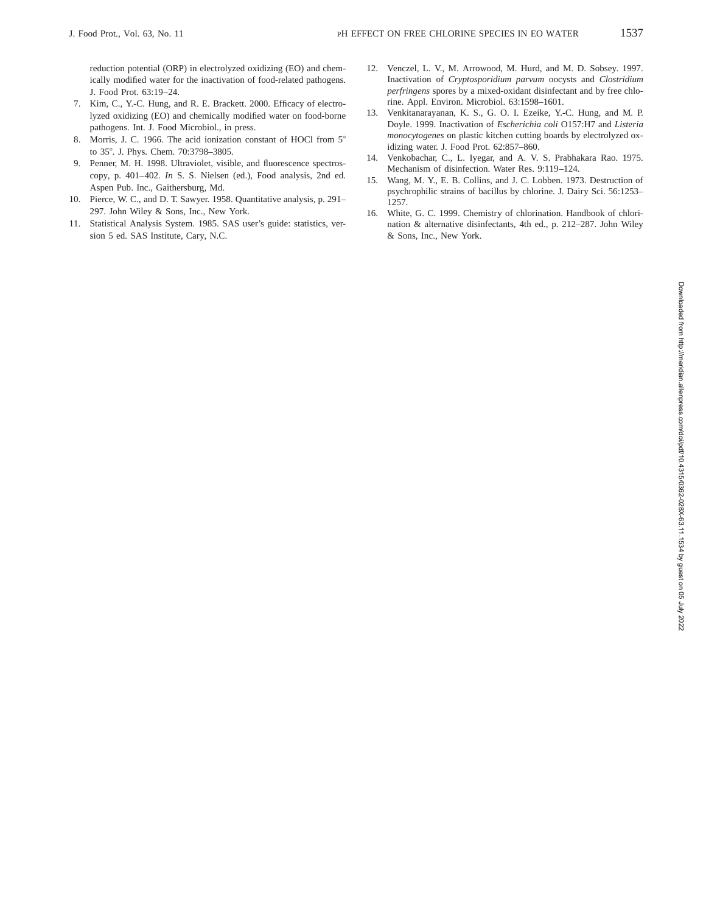reduction potential (ORP) in electrolyzed oxidizing (EO) and chemically modified water for the inactivation of food-related pathogens. J. Food Prot. 63:19–24.

7. Kim, C., Y.-C. Hung, and R. E. Brackett. 2000. Efficacy of electrolyzed oxidizing (EO) and chemically modified water on food-borne pathogens. Int. J. Food Microbiol., in press.
8. Morris, J. C. 1966. The acid ionization constant of HOCl from 5° to 35°. J. Phys. Chem. 70:3798–3805.
9. Penner, M. H. 1998. Ultraviolet, visible, and fluorescence spectroscopy, p. 401–402. *In* S. S. Nielsen (ed.), Food analysis, 2nd ed. Aspen Pub. Inc., Gaithersburg, Md.
10. Pierce, W. C., and D. T. Sawyer. 1958. Quantitative analysis, p. 291–297. John Wiley & Sons, Inc., New York.
11. Statistical Analysis System. 1985. SAS user's guide: statistics, version 5 ed. SAS Institute, Cary, N.C.
12. Venczel, L. V., M. Arrowood, M. Hurd, and M. D. Sobsey. 1997. Inactivation of *Cryptosporidium parvum* oocysts and *Clostridium perfringens* spores by a mixed-oxidant disinfectant and by free chlorine. Appl. Environ. Microbiol. 63:1598–1601.
13. Venkitanarayanan, K. S., G. O. I. Ezeike, Y.-C. Hung, and M. P. Doyle. 1999. Inactivation of *Escherichia coli* O157:H7 and *Listeria monocytogenes* on plastic kitchen cutting boards by electrolyzed oxidizing water. J. Food Prot. 62:857–860.
14. Venkobachar, C., L. Iyegar, and A. V. S. Prabhakara Rao. 1975. Mechanism of disinfection. Water Res. 9:119–124.
15. Wang, M. Y., E. B. Collins, and J. C. Lobben. 1973. Destruction of psychrophilic strains of bacillus by chlorine. J. Dairy Sci. 56:1253–1257.
16. White, G. C. 1999. Chemistry of chlorination. Handbook of chlorination & alternative disinfectants, 4th ed., p. 212–287. John Wiley & Sons, Inc., New York.